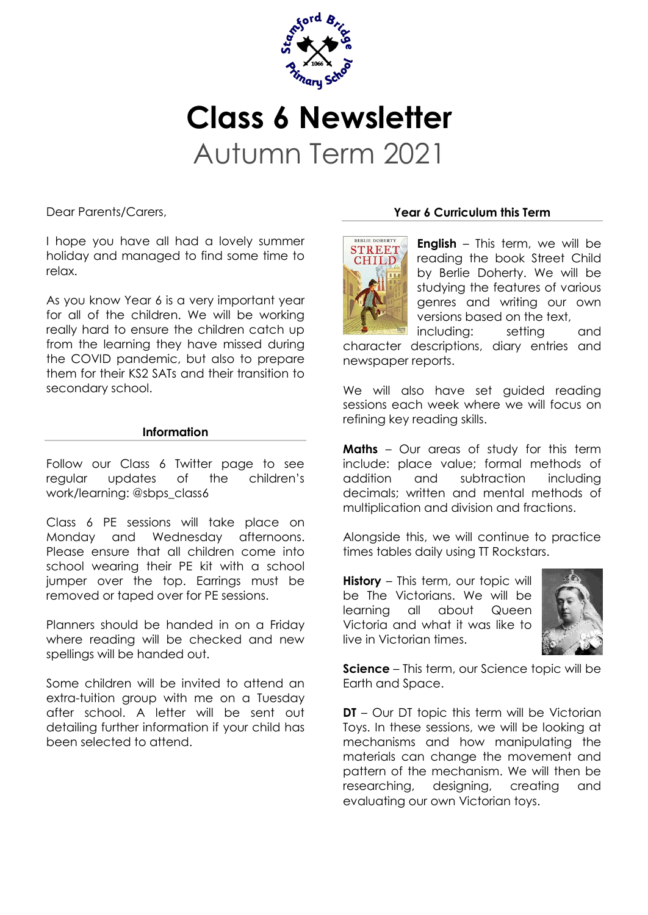# Class 6 Newsletter

## Autumn Term 2021

Dear Parents/Carers,

I hope you have all had a lovely summer holiday and managed to find some time to relax.

As you know Year 6 is a very important year for all of the children. We will be working really hard to ensure the children catch up from the learning they have missed during the COVID pandemic, but also to prepare them for their KS2 SATs and their transition to secondary school.

### Information

Follow our Class 6 Twitter page to see regular updates of the children's work/learning: @sbps_class6

Class 6 PE sessions will take place on Monday and Wednesday afternoons. Please ensure that all children come into school wearing their PE kit with a school jumper over the top. Earrings must be removed or taped over for PE sessions.

Planners should be handed in on a Friday where reading will be checked and new spellings will be handed out.

Some children will be invited to attend an extra-tuition group with me on a Tuesday after school. A letter will be sent out detailing further information if your child has been selected to attend.

### Year 6 Curriculum this Term

**English** – This term, we will be reading the book Street Child by Berlie Doherty. We will be studying the features of various genres and writing our own versions based on the text, including: setting and character descriptions, diary entries and newspaper reports.

We will also have set guided reading sessions each week where we will focus on refining key reading skills.

**Maths** – Our areas of study for this term include: place value; formal methods of addition and subtraction including decimals; written and mental methods of multiplication and division and fractions.

Alongside this, we will continue to practice times tables daily using TT Rockstars.

**History** – This term, our topic will be The Victorians. We will be learning all about Queen Victoria and what it was like to live in Victorian times.

**Science** – This term, our Science topic will be Earth and Space.

**DT** – Our DT topic this term will be Victorian Toys. In these sessions, we will be looking at mechanisms and how manipulating the materials can change the movement and pattern of the mechanism. We will then be researching, designing, creating and evaluating our own Victorian toys.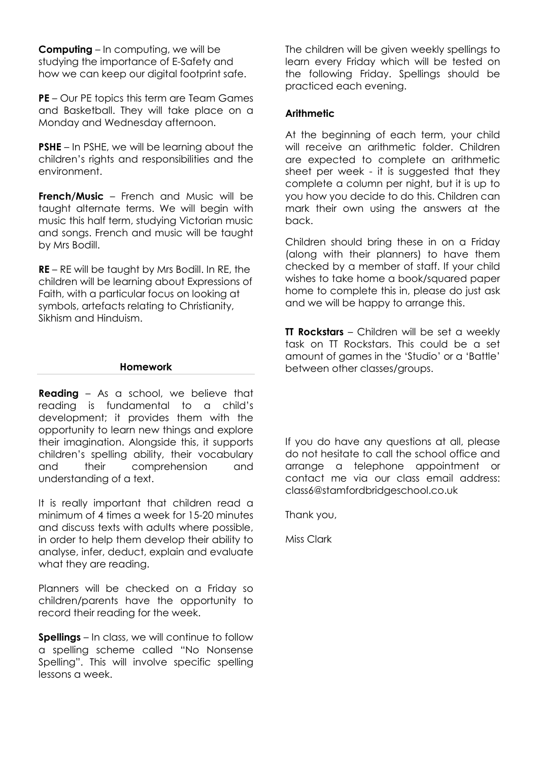**Computing** – In computing, we will be studying the importance of E-Safety and how we can keep our digital footprint safe.

**PE** – Our PE topics this term are Team Games and Basketball. They will take place on a Monday and Wednesday afternoon.

**PSHE** – In PSHE, we will be learning about the children's rights and responsibilities and the environment.

**French/Music** – French and Music will be taught alternate terms. We will begin with music this half term, studying Victorian music and songs. French and music will be taught by Mrs Bodill.

**RE** – RE will be taught by Mrs Bodill. In RE, the children will be learning about Expressions of Faith, with a particular focus on looking at symbols, artefacts relating to Christianity, Sikhism and Hinduism.

## Homework

**Reading** – As a school, we believe that reading is fundamental to a child's development; it provides them with the opportunity to learn new things and explore their imagination. Alongside this, it supports children's spelling ability, their vocabulary and their comprehension and understanding of a text.

It is really important that children read a minimum of 4 times a week for 15-20 minutes and discuss texts with adults where possible, in order to help them develop their ability to analyse, infer, deduct, explain and evaluate what they are reading.

Planners will be checked on a Friday so children/parents have the opportunity to record their reading for the week.

**Spellings** – In class, we will continue to follow a spelling scheme called "No Nonsense Spelling". This will involve specific spelling lessons a week.

The children will be given weekly spellings to learn every Friday which will be tested on the following Friday. Spellings should be practiced each evening.

**Arithmetic**

At the beginning of each term, your child will receive an arithmetic folder. Children are expected to complete an arithmetic sheet per week - it is suggested that they complete a column per night, but it is up to you how you decide to do this. Children can mark their own using the answers at the back.

Children should bring these in on a Friday (along with their planners) to have them checked by a member of staff. If your child wishes to take home a book/squared paper home to complete this in, please do just ask and we will be happy to arrange this.

**TT Rockstars** – Children will be set a weekly task on TT Rockstars. This could be a set amount of games in the 'Studio' or a 'Battle' between other classes/groups.

If you do have any questions at all, please do not hesitate to call the school office and arrange a telephone appointment or contact me via our class email address: class6@stamfordbridgeschool.co.uk

Thank you,

Miss Clark